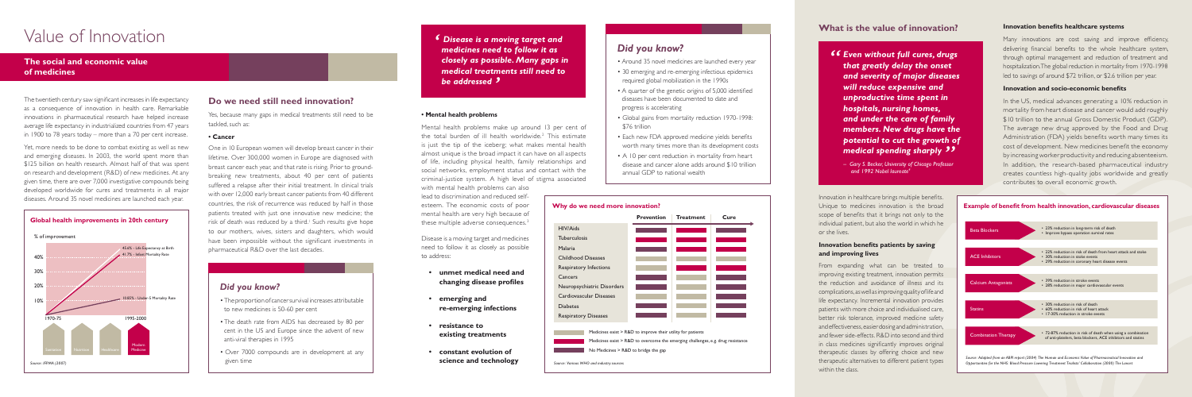# Value of Innovation

## The social and economic value of medicines

The twentieth century saw significant increases in life expectancy as a consequence of innovation in health care. Remarkable innovations in pharmaceutical research have helped increase average life expectancy in industrialized countries from 47 years in 1900 to 78 years today – more than a 70 per cent increase.

Yet, more needs to be done to combat existing as well as new and emerging diseases. In 2003, the world spent more than $125 billion on health research. Almost half of that was spent on research and development (R&D) of new medicines. At any given time, there are over 7,000 investigative compounds being developed worldwide for cures and treatments in all major diseases. Around 35 novel medicines are launched each year.

### Global health improvements in 20th century

% of improvement

- 45.6% - Life Expectancy at Birth
- 41.7% - Infant Mortality Rate
- 10.85% - Under-5 Mortality Rate

1970-75 — 1995-2000

Sanitation | Nutrition | Healthcare | Modern Medicine

*Source: IFPMA (2007)*

## Do we need still need innovation?

Yes, because many gaps in medical treatments still need to be tackled, such as:

**• Cancer**

One in 10 European women will develop breast cancer in their lifetime. Over 300,000 women in Europe are diagnosed with breast cancer each year, and that rate is rising. Prior to ground-breaking new treatments, about 40 per cent of patients suffered a relapse after their initial treatment. In clinical trials with over 12,000 early breast cancer patients from 40 different countries, the risk of recurrence was reduced by half in those patients treated with just one innovative new medicine; the risk of death was reduced by a third.[1] Such results give hope to our mothers, wives, sisters and daughters, which would have been impossible without the significant investments in pharmaceutical R&D over the last decades.

### Did you know?

- The proportion of cancer survival increases attributable to new medicines is 50-60 per cent
- The death rate from AIDS has decreased by 80 per cent in the US and Europe since the advent of new anti-viral therapies in 1995
- Over 7000 compounds are in development at any given time

> *Disease is a moving target and medicines need to follow it as closely as possible. Many gaps in medical treatments still need to be addressed*

**• Mental health problems**

Mental health problems make up around 13 per cent of the total burden of ill health worldwide.[2] This estimate is just the tip of the iceberg; what makes mental health almost unique is the broad impact it can have on all aspects of life, including physical health, family relationships and social networks, employment status and contact with the criminal-justice system. A high level of stigma associated with mental health problems can also lead to discrimination and reduced self-esteem. The economic costs of poor mental health are very high because of these multiple adverse consequences.[3]

Disease is a moving target and medicines need to follow it as closely as possible to address:

- **unmet medical need and changing disease profiles**
- **emerging and re-emerging infections**
- **resistance to existing treatments**
- **constant evolution of science and technology**

### Did you know?

- Around 35 novel medicines are launched every year
- 30 emerging and re-emerging infectious epidemics required global mobilization in the 1990s
- A quarter of the genetic origins of 5,000 identified diseases have been documented to date and progress is accelerating
- Global gains from mortality reduction 1970-1998: $76 trillion
- Each new FDA approved medicine yields benefits worth many times more than its development costs
- A 10 per cent reduction in mortality from heart disease and cancer alone adds around $10 trillion annual GDP to national wealth

### Why do we need more innovation?

| | Prevention | Treatment | Cure |
|---|---|---|---|
| HIV/Aids | | | |
| Tuberculosis | | | |
| Malaria | | | |
| Childhood Diseases | | | |
| Respiratory Infections | | | |
| Cancers | | | |
| Neuropsychiatric Disorders | | | |
| Cardiovascular Diseases | | | |
| Diabetes | | | |
| Respiratory Diseases | | | |

- Medicines exist > R&D to improve their utility for patients
- Medicines exist > R&D to overcome the emerging challenges, e.g. drug resistance
- No Medicines > R&D to bridge the gap

*Source: Various WHO and industry sources*

## What is the value of innovation?

> *Even without full cures, drugs that greatly delay the onset and severity of major diseases will reduce expensive and unproductive time spent in hospitals, nursing homes, and under the care of family members. New drugs have the potential to cut the growth of medical spending sharply*
>
> – Gary S. Becker, University of Chicago Professor and 1992 Nobel laureate[4]

Innovation in healthcare brings multiple benefits. Unique to medicines innovation is the broad scope of benefits that it brings not only to the individual patient, but also the world in which he or she lives.

### Innovation benefits patients by saving and improving lives

From expanding what can be treated to improving existing treatment, innovation permits the reduction and avoidance of illness and its complications, as well as improving quality of life and life expectancy. Incremental innovation provides patients with more choice and individualised care, better risk tolerance, improved medicine safety and effectiveness, easier dosing and administration, and fewer side-effects. R&D into second and third in class medicines significantly improves original therapeutic classes by offering choice and new therapeutic alternatives to different patient types within the class.

### Innovation benefits healthcare systems

Many innovations are cost saving and improve efficiency, delivering financial benefits to the whole healthcare system, through optimal management and reduction of treatment and hospitalization. The global reduction in mortality from 1970-1998 led to savings of around $72 trillion, or $2.6 trillion per year.

### Innovation and socio-economic benefits

In the US, medical advances generating a 10% reduction in mortality from heart disease and cancer would add roughly $10 trillion to the annual Gross Domestic Product (GDP). The average new drug approved by the Food and Drug Administration (FDA) yields benefits worth many times its cost of development. New medicines benefit the economy by increasing worker productivity and reducing absenteeism. In addition, the research-based pharmaceutical industry creates countless high-quality jobs worldwide and greatly contributes to overall economic growth.

### Example of benefit from health innovation, cardiovascular diseases

| | |
|---|---|
| Beta Blockers | • 23% reduction in long-term risk of death<br>• Improve bypass operation survival rates |
| ACE Inhibitors | • 22% reduction in risk of death from heart attack and stroke<br>• 30% reduction in stroke events<br>• 29% reduction in coronary heart disease events |
| Calcium Antagonists | • 39% reduction in stroke events<br>• 28% reduction in major cardiovascular events |
| Statins | • 30% reduction in risk of death<br>• 60% reduction in risk of heart attack<br>• 17-30% reduction in stroke events |
| Combination Therapy | • 72-87% reduction in risk of death when using a combination of anti-platelets, beta blockers, ACE inhibitors and statins |

*Source: Adapted from an ABPI report (2004) The Human and Economic Value of Pharmaceutical Innovation and Opportunities for the NHS; Blood Pressure Lowering Treatment Trialists' Collaboration (2003) The Lancet*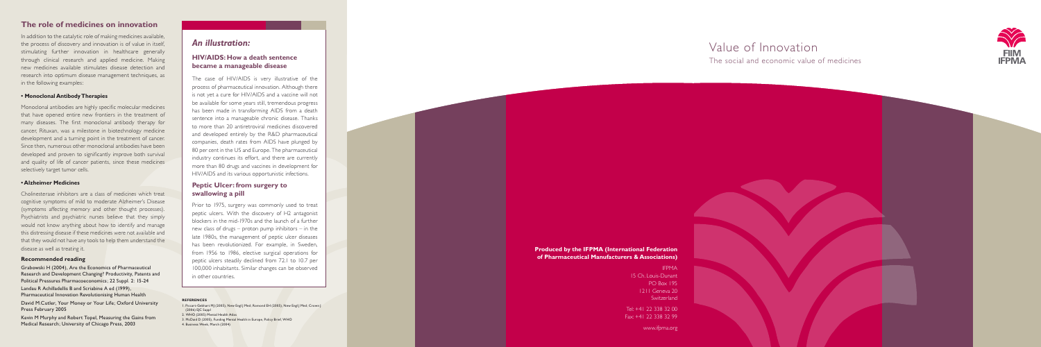## The role of medicines on innovation

In addition to the catalytic role of making medicines available, the process of discovery and innovation is of value in itself, stimulating further innovation in healthcare generally through clinical research and applied medicine. Making new medicines available stimulates disease detection and research into optimum disease management techniques, as in the following examples:

**• Monoclonal Antibody Therapies**

Monoclonal antibodies are highly specific molecular medicines that have opened entire new frontiers in the treatment of many diseases. The first monoclonal antibody therapy for cancer, Rituxan, was a milestone in biotechnology medicine development and a turning point in the treatment of cancer. Since then, numerous other monoclonal antibodies have been developed and proven to significantly improve both survival and quality of life of cancer patients, since these medicines selectively target tumor cells.

**• Alzheimer Medicines**

Cholinesterase inhibitors are a class of medicines which treat cognitive symptoms of mild to moderate Alzheimer's Disease (symptoms affecting memory and other thought processes). Psychiatrists and psychiatric nurses believe that they simply would not know anything about how to identify and manage this distressing disease if these medicines were not available and that they would not have any tools to help them understand the disease as well as treating it.

### Recommended reading

Grabowski H (2004), Are the Economics of Pharmaceutical Research and Development Changing? Productivity, Patents and Political Pressures Pharmacoeconomics; 22 Suppl. 2: 15-24

Landau R Achilladellis B and Scriabine A ed (1999), Pharmaceutical Innovation Revolutionising Human Health

David M.Cutler, Your Money or Your Life; Oxford University Press February 2005

Kevin M Murphy and Robert Topel, Measuring the Gains from Medical Research; University of Chicago Press, 2003

## *An illustration:*

### HIV/AIDS: How a death sentence became a manageable disease

The case of HIV/AIDS is very illustrative of the process of pharmaceutical innovation. Although there is not yet a cure for HIV/AIDS and a vaccine will not be available for some years still, tremendous progress has been made in transforming AIDS from a death sentence into a manageable chronic disease. Thanks to more than 20 antiretroviral medicines discovered and developed entirely by the R&D pharmaceutical companies, death rates from AIDS have plunged by 80 per cent in the US and Europe. The pharmaceutical industry continues its effort, and there are currently more than 80 drugs and vaccines in development for HIV/AIDS and its various opportunistic infections.

### Peptic Ulcer: from surgery to swallowing a pill

Prior to 1975, surgery was commonly used to treat peptic ulcers. With the discovery of H2 antagonist blockers in the mid-1970s and the launch of a further new class of drugs – proton pump inhibitors – in the late 1980s, the management of peptic ulcer diseases has been revolutionized. For example, in Sweden, from 1956 to 1986, elective surgical operations for peptic ulcers steadily declined from 72.1 to 10.7 per 100,000 inhabitants. Similar changes can be observed in other countries.

**REFERENCES**

1. Piccart-Gebhart MJ (2005), New Engl J Med; Romond EH (2005), New Engl J Med; Crown J (2006) EJC Suppl
2. WHO (2005) Mental Health Atlas
3. McDaid D (2005), Funding Mental Health in Europe, Policy Brief, WHO
4. Business Week, March (2004)

# Value of Innovation

The social and economic value of medicines

FIIM IFPMA

**Produced by the IFPMA (International Federation of Pharmaceutical Manufacturers & Associations)**

IFPMA
15 Ch. Louis-Dunant
PO Box 195
1211 Geneva 20
Switzerland

Tel: +41 22 338 32 00
Fax: +41 22 338 32 99

www.ifpma.org